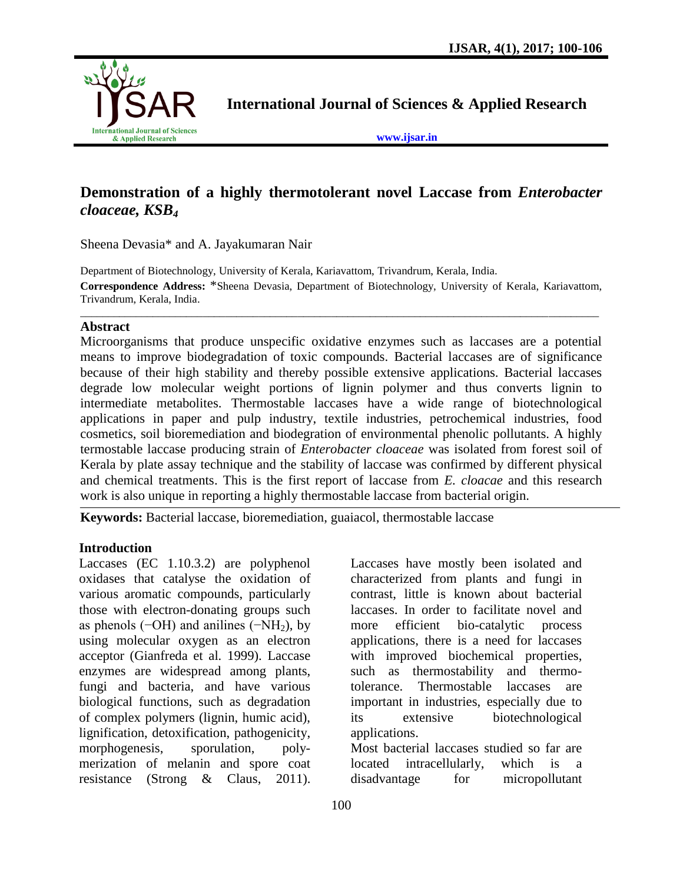# Demonstration of a highly thermotolerant novel Laccase from *Enterobacter cloaceae, KSB$_4$*

Sheena Devasia* and A. Jayakumaran Nair

Department of Biotechnology, University of Kerala, Kariavattom, Trivandrum, Kerala, India.

**Correspondence Address:** *Sheena Devasia, Department of Biotechnology, University of Kerala, Kariavattom, Trivandrum, Kerala, India.

## Abstract

Microorganisms that produce unspecific oxidative enzymes such as laccases are a potential means to improve biodegradation of toxic compounds. Bacterial laccases are of significance because of their high stability and thereby possible extensive applications. Bacterial laccases degrade low molecular weight portions of lignin polymer and thus converts lignin to intermediate metabolites. Thermostable laccases have a wide range of biotechnological applications in paper and pulp industry, textile industries, petrochemical industries, food cosmetics, soil bioremediation and biodegration of environmental phenolic pollutants. A highly termostable laccase producing strain of *Enterobacter cloaceae* was isolated from forest soil of Kerala by plate assay technique and the stability of laccase was confirmed by different physical and chemical treatments. This is the first report of laccase from *E. cloacae* and this research work is also unique in reporting a highly thermostable laccase from bacterial origin.

**Keywords:** Bacterial laccase, bioremediation, guaiacol, thermostable laccase

## Introduction

Laccases (EC 1.10.3.2) are polyphenol oxidases that catalyse the oxidation of various aromatic compounds, particularly those with electron-donating groups such as phenols (−OH) and anilines (−$NH_2$), by using molecular oxygen as an electron acceptor (Gianfreda et al. 1999). Laccase enzymes are widespread among plants, fungi and bacteria, and have various biological functions, such as degradation of complex polymers (lignin, humic acid), lignification, detoxification, pathogenicity, morphogenesis, sporulation, poly-merization of melanin and spore coat resistance (Strong & Claus, 2011). Laccases have mostly been isolated and characterized from plants and fungi in contrast, little is known about bacterial laccases. In order to facilitate novel and more efficient bio-catalytic process applications, there is a need for laccases with improved biochemical properties, such as thermostability and thermo-tolerance. Thermostable laccases are important in industries, especially due to its extensive biotechnological applications.

Most bacterial laccases studied so far are located intracellularly, which is a disadvantage for micropollutant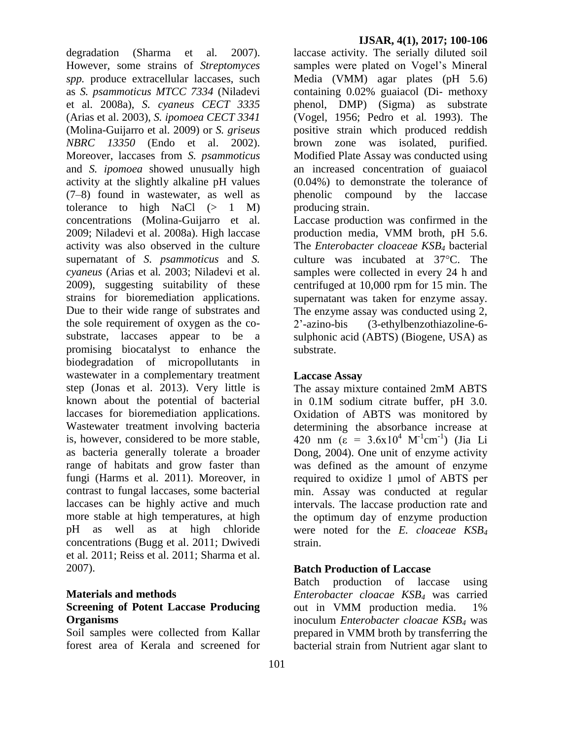degradation (Sharma et al. 2007). However, some strains of *Streptomyces spp.* produce extracellular laccases, such as *S. psammoticus MTCC 7334* (Niladevi et al. 2008a), *S. cyaneus CECT 3335* (Arias et al. 2003), *S. ipomoea CECT 3341* (Molina-Guijarro et al. 2009) or *S. griseus NBRC 13350* (Endo et al. 2002). Moreover, laccases from *S. psammoticus* and *S. ipomoea* showed unusually high activity at the slightly alkaline pH values (7–8) found in wastewater, as well as tolerance to high NaCl (> 1 M) concentrations (Molina-Guijarro et al. 2009; Niladevi et al. 2008a). High laccase activity was also observed in the culture supernatant of *S. psammoticus* and *S. cyaneus* (Arias et al. 2003; Niladevi et al. 2009), suggesting suitability of these strains for bioremediation applications. Due to their wide range of substrates and the sole requirement of oxygen as the co-substrate, laccases appear to be a promising biocatalyst to enhance the biodegradation of micropollutants in wastewater in a complementary treatment step (Jonas et al. 2013). Very little is known about the potential of bacterial laccases for bioremediation applications. Wastewater treatment involving bacteria is, however, considered to be more stable, as bacteria generally tolerate a broader range of habitats and grow faster than fungi (Harms et al. 2011). Moreover, in contrast to fungal laccases, some bacterial laccases can be highly active and much more stable at high temperatures, at high pH as well as at high chloride concentrations (Bugg et al. 2011; Dwivedi et al. 2011; Reiss et al. 2011; Sharma et al. 2007).

## Materials and methods

### Screening of Potent Laccase Producing Organisms

Soil samples were collected from Kallar forest area of Kerala and screened for laccase activity. The serially diluted soil samples were plated on Vogel's Mineral Media (VMM) agar plates (pH 5.6) containing 0.02% guaiacol (Di- methoxy phenol, DMP) (Sigma) as substrate (Vogel, 1956; Pedro et al. 1993). The positive strain which produced reddish brown zone was isolated, purified. Modified Plate Assay was conducted using an increased concentration of guaiacol (0.04%) to demonstrate the tolerance of phenolic compound by the laccase producing strain.

Laccase production was confirmed in the production media, VMM broth, pH 5.6. The *Enterobacter cloaceae KSB$_4$* bacterial culture was incubated at 37°C. The samples were collected in every 24 h and centrifuged at 10,000 rpm for 15 min. The supernatant was taken for enzyme assay. The enzyme assay was conducted using 2, 2'-azino-bis (3-ethylbenzothiazoline-6-sulphonic acid (ABTS) (Biogene, USA) as substrate.

### Laccase Assay

The assay mixture contained 2mM ABTS in 0.1M sodium citrate buffer, pH 3.0. Oxidation of ABTS was monitored by determining the absorbance increase at 420 nm ($\varepsilon = 3.6 \times 10^4\ M^{-1}cm^{-1}$) (Jia Li Dong, 2004). One unit of enzyme activity was defined as the amount of enzyme required to oxidize 1 μmol of ABTS per min. Assay was conducted at regular intervals. The laccase production rate and the optimum day of enzyme production were noted for the *E. cloaceae KSB$_4$* strain.

### Batch Production of Laccase

Batch production of laccase using *Enterobacter cloacae KSB$_4$* was carried out in VMM production media. 1% inoculum *Enterobacter cloacae KSB$_4$* was prepared in VMM broth by transferring the bacterial strain from Nutrient agar slant to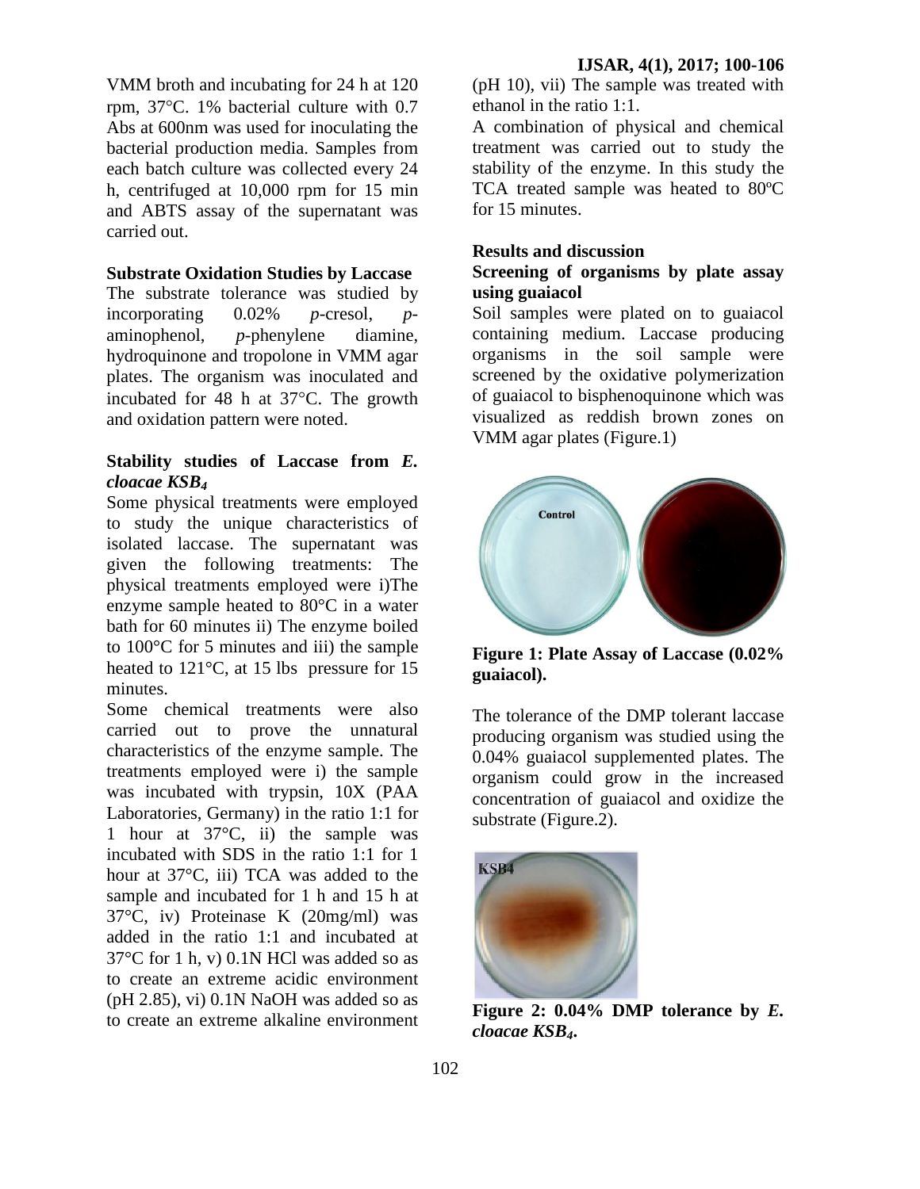VMM broth and incubating for 24 h at 120 rpm, 37°C. 1% bacterial culture with 0.7 Abs at 600nm was used for inoculating the bacterial production media. Samples from each batch culture was collected every 24 h, centrifuged at 10,000 rpm for 15 min and ABTS assay of the supernatant was carried out.

**Substrate Oxidation Studies by Laccase**

The substrate tolerance was studied by incorporating 0.02% *p*-cresol, *p*-aminophenol, *p*-phenylene diamine, hydroquinone and tropolone in VMM agar plates. The organism was inoculated and incubated for 48 h at 37°C. The growth and oxidation pattern were noted.

**Stability studies of Laccase from *E. cloacae KSB$_4$***

Some physical treatments were employed to study the unique characteristics of isolated laccase. The supernatant was given the following treatments: The physical treatments employed were i)The enzyme sample heated to 80°C in a water bath for 60 minutes ii) The enzyme boiled to 100°C for 5 minutes and iii) the sample heated to 121°C, at 15 lbs pressure for 15 minutes.

Some chemical treatments were also carried out to prove the unnatural characteristics of the enzyme sample. The treatments employed were i) the sample was incubated with trypsin, 10X (PAA Laboratories, Germany) in the ratio 1:1 for 1 hour at 37°C, ii) the sample was incubated with SDS in the ratio 1:1 for 1 hour at 37°C, iii) TCA was added to the sample and incubated for 1 h and 15 h at 37°C, iv) Proteinase K (20mg/ml) was added in the ratio 1:1 and incubated at 37°C for 1 h, v) 0.1N HCl was added so as to create an extreme acidic environment (pH 2.85), vi) 0.1N NaOH was added so as to create an extreme alkaline environment (pH 10), vii) The sample was treated with ethanol in the ratio 1:1.

A combination of physical and chemical treatment was carried out to study the stability of the enzyme. In this study the TCA treated sample was heated to 80ºC for 15 minutes.

## Results and discussion

**Screening of organisms by plate assay using guaiacol**

Soil samples were plated on to guaiacol containing medium. Laccase producing organisms in the soil sample were screened by the oxidative polymerization of guaiacol to bisphenoquinone which was visualized as reddish brown zones on VMM agar plates (Figure.1)

**Figure 1: Plate Assay of Laccase (0.02% guaiacol).**

The tolerance of the DMP tolerant laccase producing organism was studied using the 0.04% guaiacol supplemented plates. The organism could grow in the increased concentration of guaiacol and oxidize the substrate (Figure.2).

**Figure 2: 0.04% DMP tolerance by *E. cloacae KSB$_4$*.**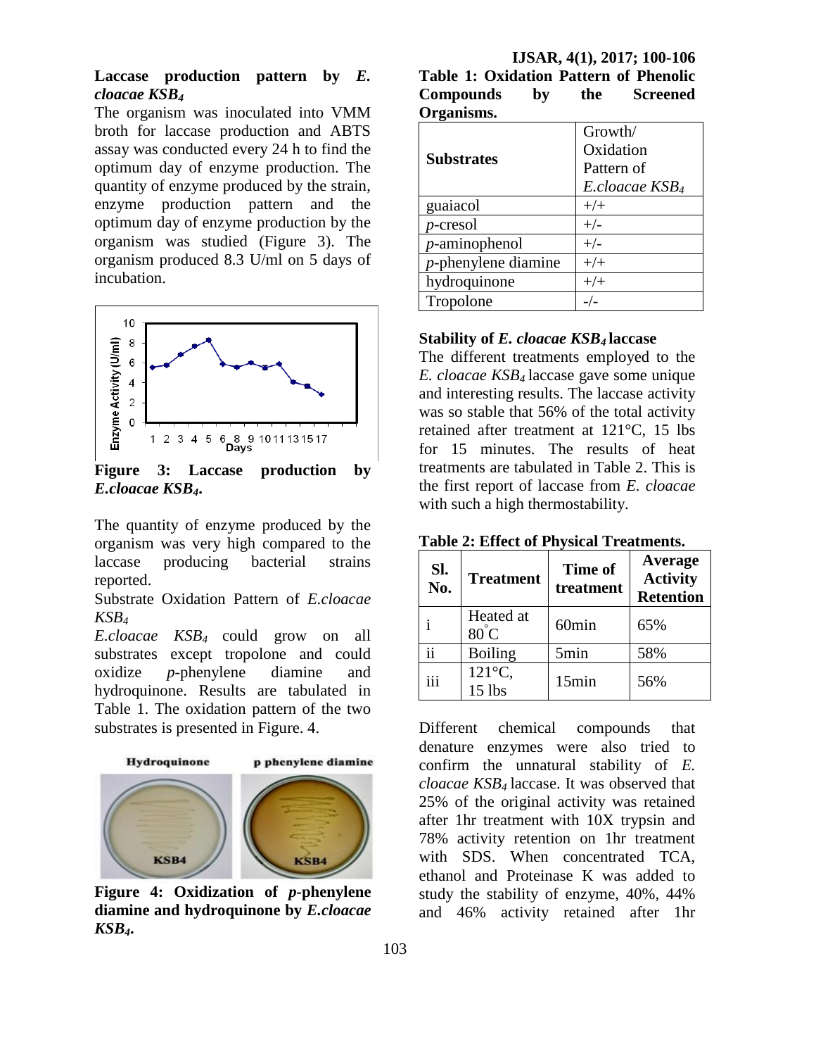### Laccase production pattern by *E. cloacae* $KSB_4$

The organism was inoculated into VMM broth for laccase production and ABTS assay was conducted every 24 h to find the optimum day of enzyme production. The quantity of enzyme produced by the strain, enzyme production pattern and the optimum day of enzyme production by the organism was studied (Figure 3). The organism produced 8.3 U/ml on 5 days of incubation.

**Figure 3: Laccase production by *E.cloacae* $KSB_4$.**

The quantity of enzyme produced by the organism was very high compared to the laccase producing bacterial strains reported.

Substrate Oxidation Pattern of *E.cloacae* $KSB_4$

*E.cloacae* $KSB_4$ could grow on all substrates except tropolone and could oxidize *p*-phenylene diamine and hydroquinone. Results are tabulated in Table 1. The oxidation pattern of the two substrates is presented in Figure. 4.

**Figure 4: Oxidization of *p*-phenylene diamine and hydroquinone by *E.cloacae* $KSB_4$.**

**Table 1: Oxidation Pattern of Phenolic Compounds by the Screened Organisms.**

| Substrates | Growth/ Oxidation Pattern of *E.cloacae* $KSB_4$ |
|---|---|
| guaiacol | +/+ |
| *p*-cresol | +/- |
| *p*-aminophenol | +/- |
| *p*-phenylene diamine | +/+ |
| hydroquinone | +/+ |
| Tropolone | -/- |

### Stability of *E. cloacae* $KSB_4$ laccase

The different treatments employed to the *E. cloacae* $KSB_4$ laccase gave some unique and interesting results. The laccase activity was so stable that 56% of the total activity retained after treatment at 121°C, 15 lbs for 15 minutes. The results of heat treatments are tabulated in Table 2. This is the first report of laccase from *E. cloacae* with such a high thermostability.

**Table 2: Effect of Physical Treatments.**

| Sl. No. | Treatment | Time of treatment | Average Activity Retention |
|---|---|---|---|
| i | Heated at 80°C | 60min | 65% |
| ii | Boiling | 5min | 58% |
| iii | 121°C, 15 lbs | 15min | 56% |

Different chemical compounds that denature enzymes were also tried to confirm the unnatural stability of *E. cloacae* $KSB_4$ laccase. It was observed that 25% of the original activity was retained after 1hr treatment with 10X trypsin and 78% activity retention on 1hr treatment with SDS. When concentrated TCA, ethanol and Proteinase K was added to study the stability of enzyme, 40%, 44% and 46% activity retained after 1hr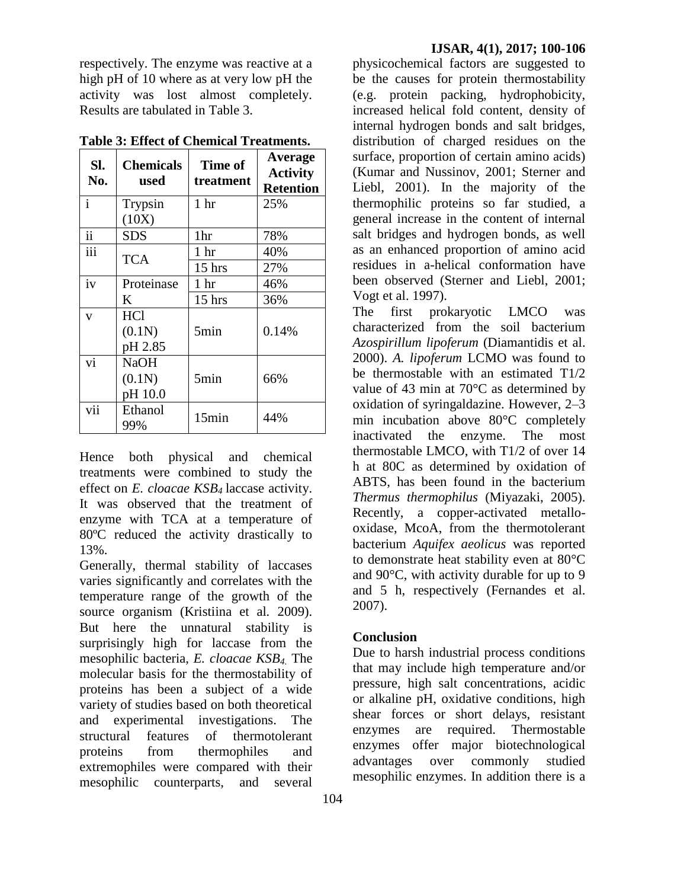respectively. The enzyme was reactive at a high pH of 10 where as at very low pH the activity was lost almost completely. Results are tabulated in Table 3.

**Table 3: Effect of Chemical Treatments.**

| Sl. No. | Chemicals used | Time of treatment | Average Activity Retention |
|---|---|---|---|
| i | Trypsin (10X) | 1 hr | 25% |
| ii | SDS | 1hr | 78% |
| iii | TCA | 1 hr | 40% |
| | | 15 hrs | 27% |
| iv | Proteinase K | 1 hr | 46% |
| | | 15 hrs | 36% |
| v | HCl (0.1N) pH 2.85 | 5min | 0.14% |
| vi | NaOH (0.1N) pH 10.0 | 5min | 66% |
| vii | Ethanol 99% | 15min | 44% |

Hence both physical and chemical treatments were combined to study the effect on *E. cloacae KSB$_4$* laccase activity. It was observed that the treatment of enzyme with TCA at a temperature of 80ºC reduced the activity drastically to 13%.

Generally, thermal stability of laccases varies significantly and correlates with the temperature range of the growth of the source organism (Kristiina et al. 2009). But here the unnatural stability is surprisingly high for laccase from the mesophilic bacteria, *E. cloacae KSB$_4$*. The molecular basis for the thermostability of proteins has been a subject of a wide variety of studies based on both theoretical and experimental investigations. The structural features of thermotolerant proteins from thermophiles and extremophiles were compared with their mesophilic counterparts, and several physicochemical factors are suggested to be the causes for protein thermostability (e.g. protein packing, hydrophobicity, increased helical fold content, density of internal hydrogen bonds and salt bridges, distribution of charged residues on the surface, proportion of certain amino acids) (Kumar and Nussinov, 2001; Sterner and Liebl, 2001). In the majority of the thermophilic proteins so far studied, a general increase in the content of internal salt bridges and hydrogen bonds, as well as an enhanced proportion of amino acid residues in a-helical conformation have been observed (Sterner and Liebl, 2001; Vogt et al. 1997).

The first prokaryotic LMCO was characterized from the soil bacterium *Azospirillum lipoferum* (Diamantidis et al. 2000). *A. lipoferum* LCMO was found to be thermostable with an estimated T1/2 value of 43 min at 70°C as determined by oxidation of syringaldazine. However, 2–3 min incubation above 80°C completely inactivated the enzyme. The most thermostable LMCO, with T1/2 of over 14 h at 80C as determined by oxidation of ABTS, has been found in the bacterium *Thermus thermophilus* (Miyazaki, 2005). Recently, a copper-activated metallo-oxidase, McoA, from the thermotolerant bacterium *Aquifex aeolicus* was reported to demonstrate heat stability even at 80°C and 90°C, with activity durable for up to 9 and 5 h, respectively (Fernandes et al. 2007).

## Conclusion

Due to harsh industrial process conditions that may include high temperature and/or pressure, high salt concentrations, acidic or alkaline pH, oxidative conditions, high shear forces or short delays, resistant enzymes are required. Thermostable enzymes offer major biotechnological advantages over commonly studied mesophilic enzymes. In addition there is a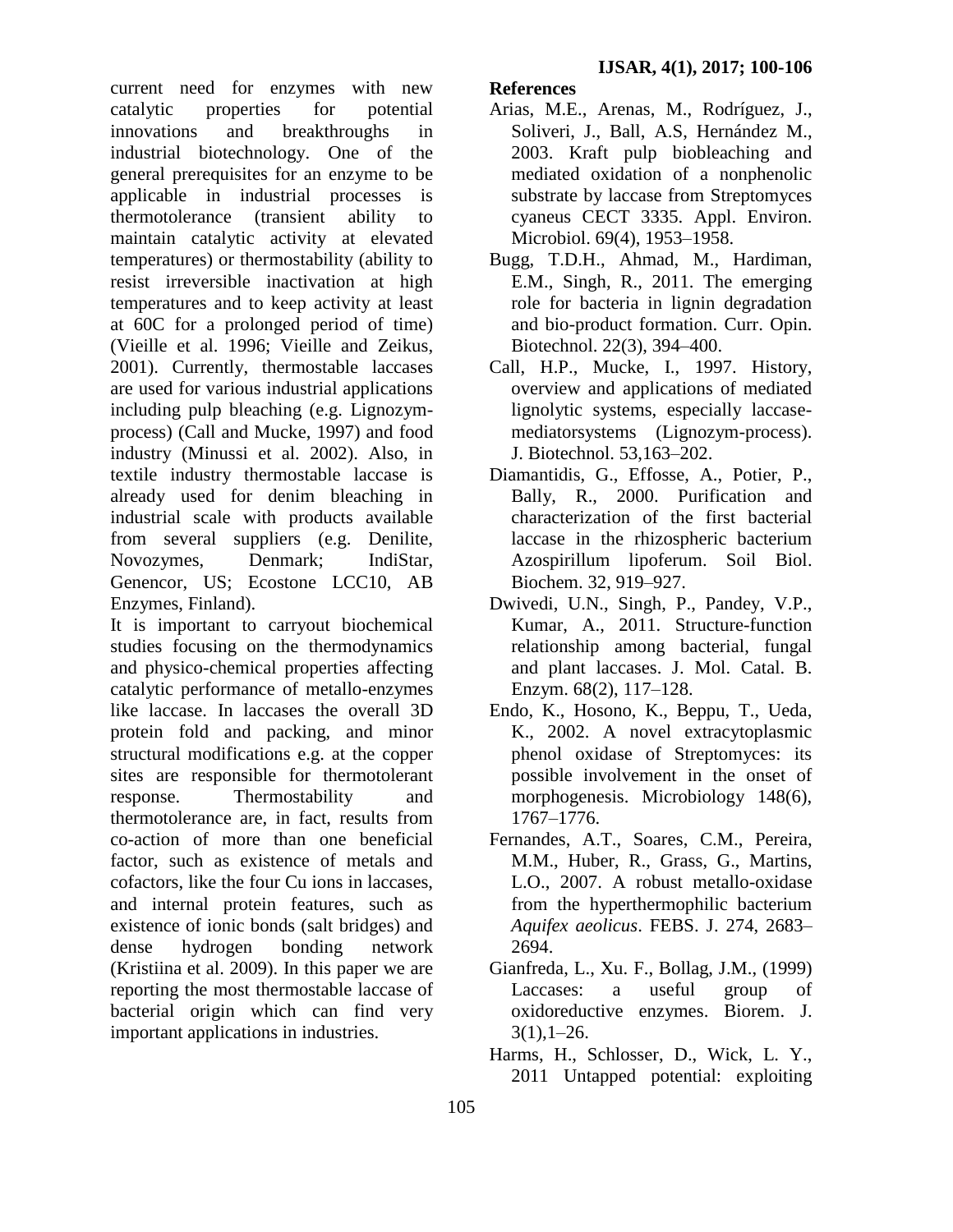current need for enzymes with new catalytic properties for potential innovations and breakthroughs in industrial biotechnology. One of the general prerequisites for an enzyme to be applicable in industrial processes is thermotolerance (transient ability to maintain catalytic activity at elevated temperatures) or thermostability (ability to resist irreversible inactivation at high temperatures and to keep activity at least at 60C for a prolonged period of time) (Vieille et al. 1996; Vieille and Zeikus, 2001). Currently, thermostable laccases are used for various industrial applications including pulp bleaching (e.g. Lignozym-process) (Call and Mucke, 1997) and food industry (Minussi et al. 2002). Also, in textile industry thermostable laccase is already used for denim bleaching in industrial scale with products available from several suppliers (e.g. Denilite, Novozymes, Denmark; IndiStar, Genencor, US; Ecostone LCC10, AB Enzymes, Finland).

It is important to carryout biochemical studies focusing on the thermodynamics and physico-chemical properties affecting catalytic performance of metallo-enzymes like laccase. In laccases the overall 3D protein fold and packing, and minor structural modifications e.g. at the copper sites are responsible for thermotolerant response. Thermostability and thermotolerance are, in fact, results from co-action of more than one beneficial factor, such as existence of metals and cofactors, like the four Cu ions in laccases, and internal protein features, such as existence of ionic bonds (salt bridges) and dense hydrogen bonding network (Kristiina et al. 2009). In this paper we are reporting the most thermostable laccase of bacterial origin which can find very important applications in industries.

## References

Arias, M.E., Arenas, M., Rodríguez, J., Soliveri, J., Ball, A.S, Hernández M., 2003. Kraft pulp biobleaching and mediated oxidation of a nonphenolic substrate by laccase from Streptomyces cyaneus CECT 3335. Appl. Environ. Microbiol. 69(4), 1953–1958.

Bugg, T.D.H., Ahmad, M., Hardiman, E.M., Singh, R., 2011. The emerging role for bacteria in lignin degradation and bio-product formation. Curr. Opin. Biotechnol. 22(3), 394–400.

Call, H.P., Mucke, I., 1997. History, overview and applications of mediated lignolytic systems, especially laccase-mediatorsystems (Lignozym-process). J. Biotechnol. 53,163–202.

Diamantidis, G., Effosse, A., Potier, P., Bally, R., 2000. Purification and characterization of the first bacterial laccase in the rhizospheric bacterium Azospirillum lipoferum. Soil Biol. Biochem. 32, 919–927.

Dwivedi, U.N., Singh, P., Pandey, V.P., Kumar, A., 2011. Structure-function relationship among bacterial, fungal and plant laccases. J. Mol. Catal. B. Enzym. 68(2), 117–128.

Endo, K., Hosono, K., Beppu, T., Ueda, K., 2002. A novel extracytoplasmic phenol oxidase of Streptomyces: its possible involvement in the onset of morphogenesis. Microbiology 148(6), 1767–1776.

Fernandes, A.T., Soares, C.M., Pereira, M.M., Huber, R., Grass, G., Martins, L.O., 2007. A robust metallo-oxidase from the hyperthermophilic bacterium *Aquifex aeolicus*. FEBS. J. 274, 2683–2694.

Gianfreda, L., Xu. F., Bollag, J.M., (1999) Laccases: a useful group of oxidoreductive enzymes. Biorem. J. 3(1),1–26.

Harms, H., Schlosser, D., Wick, L. Y., 2011 Untapped potential: exploiting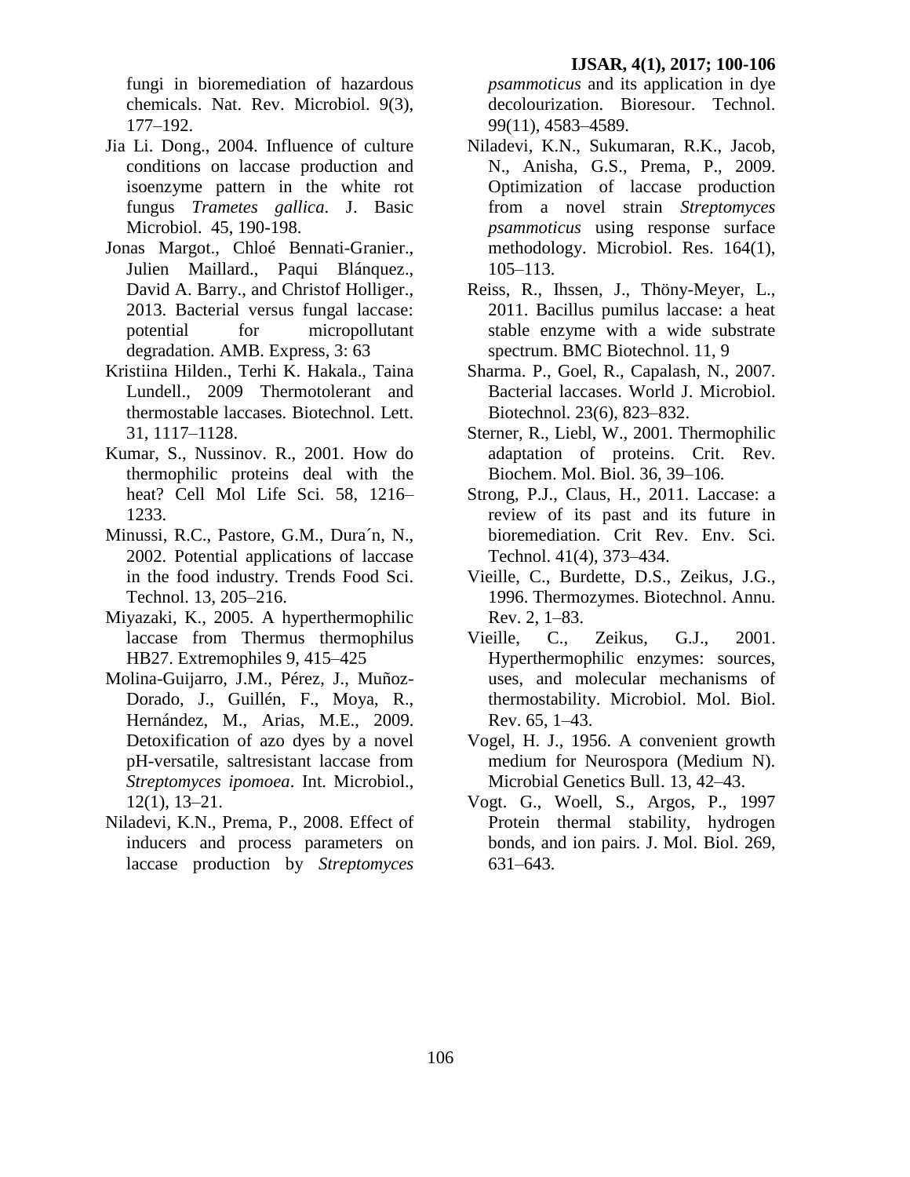fungi in bioremediation of hazardous chemicals. Nat. Rev. Microbiol. 9(3), 177–192.

Jia Li. Dong., 2004. Influence of culture conditions on laccase production and isoenzyme pattern in the white rot fungus *Trametes gallica*. J. Basic Microbiol. 45, 190-198.

Jonas Margot., Chloé Bennati-Granier., Julien Maillard., Paqui Blánquez., David A. Barry., and Christof Holliger., 2013. Bacterial versus fungal laccase: potential for micropollutant degradation. AMB. Express, 3: 63

Kristiina Hilden., Terhi K. Hakala., Taina Lundell., 2009 Thermotolerant and thermostable laccases. Biotechnol. Lett. 31, 1117–1128.

Kumar, S., Nussinov. R., 2001. How do thermophilic proteins deal with the heat? Cell Mol Life Sci. 58, 1216–1233.

Minussi, R.C., Pastore, G.M., Dura´n, N., 2002. Potential applications of laccase in the food industry. Trends Food Sci. Technol. 13, 205–216.

Miyazaki, K., 2005. A hyperthermophilic laccase from Thermus thermophilus HB27. Extremophiles 9, 415–425

Molina-Guijarro, J.M., Pérez, J., Muñoz-Dorado, J., Guillén, F., Moya, R., Hernández, M., Arias, M.E., 2009. Detoxification of azo dyes by a novel pH-versatile, saltresistant laccase from *Streptomyces ipomoea*. Int. Microbiol., 12(1), 13–21.

Niladevi, K.N., Prema, P., 2008. Effect of inducers and process parameters on laccase production by *Streptomyces psammoticus* and its application in dye decolourization. Bioresour. Technol. 99(11), 4583–4589.

Niladevi, K.N., Sukumaran, R.K., Jacob, N., Anisha, G.S., Prema, P., 2009. Optimization of laccase production from a novel strain *Streptomyces psammoticus* using response surface methodology. Microbiol. Res. 164(1), 105–113.

Reiss, R., Ihssen, J., Thöny-Meyer, L., 2011. Bacillus pumilus laccase: a heat stable enzyme with a wide substrate spectrum. BMC Biotechnol. 11, 9

Sharma. P., Goel, R., Capalash, N., 2007. Bacterial laccases. World J. Microbiol. Biotechnol. 23(6), 823–832.

Sterner, R., Liebl, W., 2001. Thermophilic adaptation of proteins. Crit. Rev. Biochem. Mol. Biol. 36, 39–106.

Strong, P.J., Claus, H., 2011. Laccase: a review of its past and its future in bioremediation. Crit Rev. Env. Sci. Technol. 41(4), 373–434.

Vieille, C., Burdette, D.S., Zeikus, J.G., 1996. Thermozymes. Biotechnol. Annu. Rev. 2, 1–83.

Vieille, C., Zeikus, G.J., 2001. Hyperthermophilic enzymes: sources, uses, and molecular mechanisms of thermostability. Microbiol. Mol. Biol. Rev. 65, 1–43.

Vogel, H. J., 1956. A convenient growth medium for Neurospora (Medium N). Microbial Genetics Bull. 13, 42–43.

Vogt. G., Woell, S., Argos, P., 1997 Protein thermal stability, hydrogen bonds, and ion pairs. J. Mol. Biol. 269, 631–643.